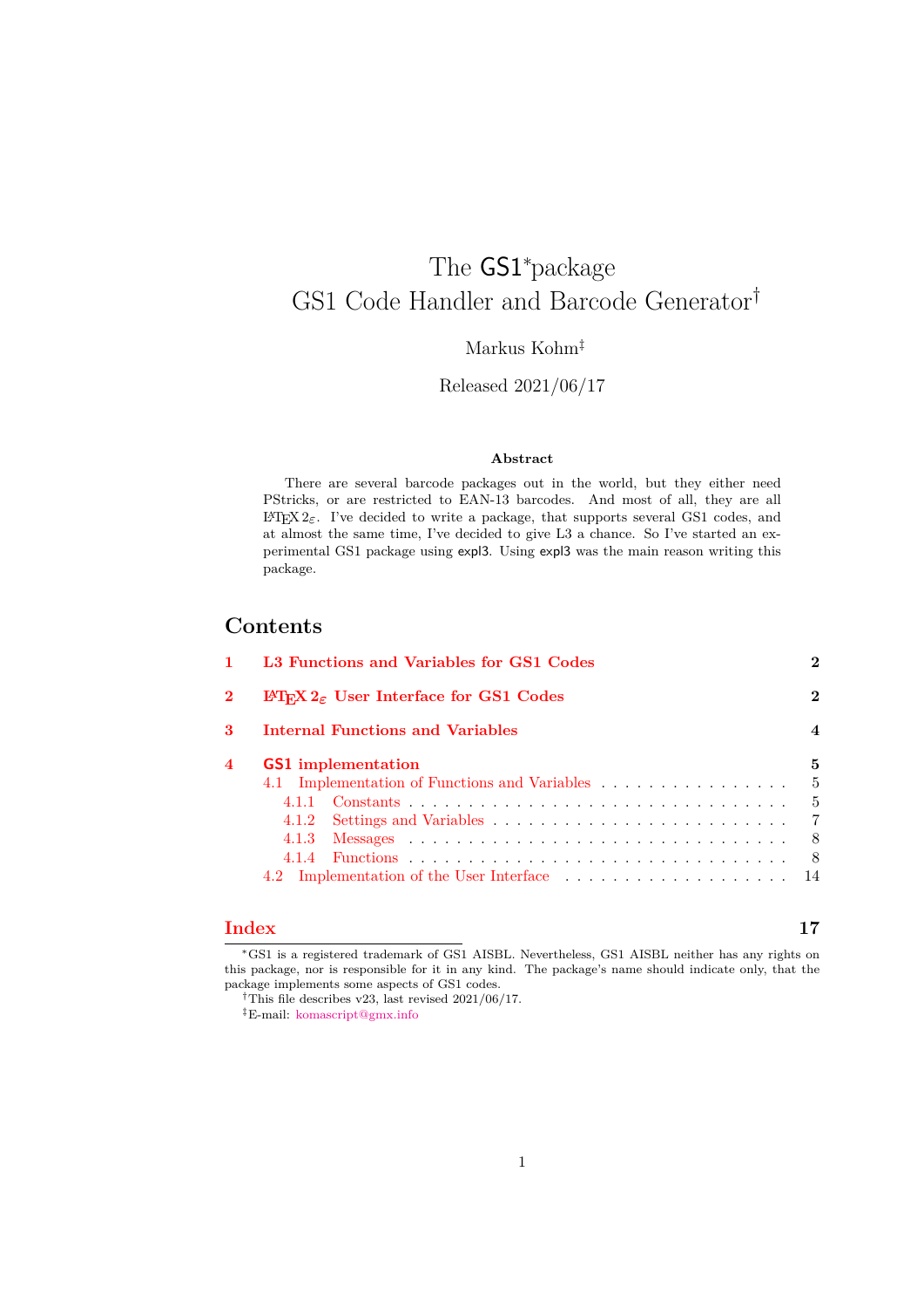# The GS1[*] package
# GS1 Code Handler and Barcode Generator[†]

Markus Kohm[‡]

Released 2021/06/17

**Abstract**

There are several barcode packages out in the world, but they either need PStricks, or are restricted to EAN-13 barcodes. And most of all, they are all LaTeX 2ε. I've decided to write a package, that supports several GS1 codes, and at almost the same time, I've decided to give L3 a chance. So I've started an experimental GS1 package using expl3. Using expl3 was the main reason writing this package.

## Contents

- **1 L3 Functions and Variables for GS1 Codes** — 2
- **2 LaTeX 2ε User Interface for GS1 Codes** — 2
- **3 Internal Functions and Variables** — 4
- **4 GS1 implementation** — 5
  - 4.1 Implementation of Functions and Variables — 5
    - 4.1.1 Constants — 5
    - 4.1.2 Settings and Variables — 7
    - 4.1.3 Messages — 8
    - 4.1.4 Functions — 8
  - 4.2 Implementation of the User Interface — 14
- **Index** — 17

---

[*] GS1 is a registered trademark of GS1 AISBL. Nevertheless, GS1 AISBL neither has any rights on this package, nor is responsible for it in any kind. The package's name should indicate only, that the package implements some aspects of GS1 codes.

[†] This file describes v23, last revised 2021/06/17.

[‡] E-mail: komascript@gmx.info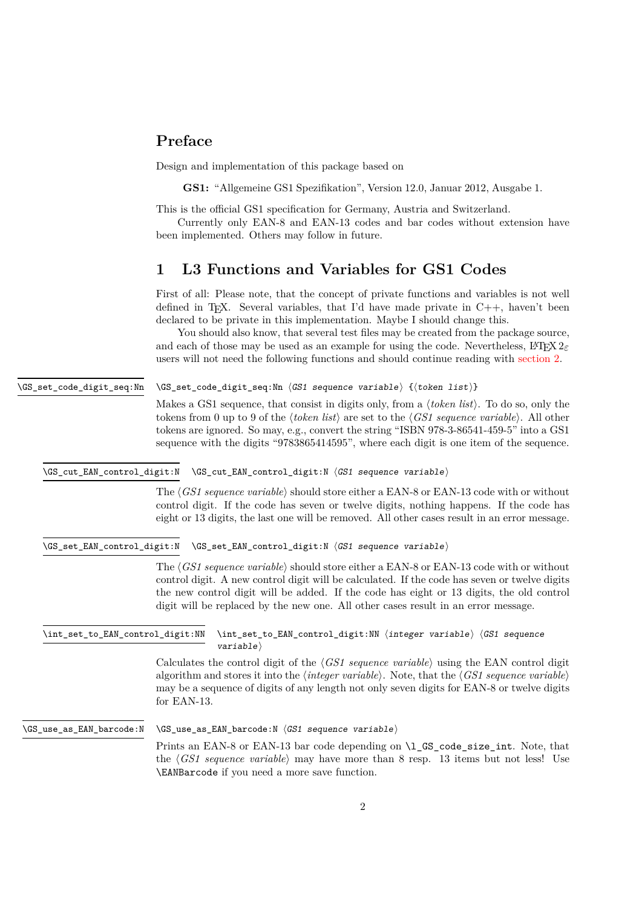## Preface

Design and implementation of this package based on

**GS1:** "Allgemeine GS1 Spezifikation", Version 12.0, Januar 2012, Ausgabe 1.

This is the official GS1 specification for Germany, Austria and Switzerland.

Currently only EAN-8 and EAN-13 codes and bar codes without extension have been implemented. Others may follow in future.

# 1 L3 Functions and Variables for GS1 Codes

First of all: Please note, that the concept of private functions and variables is not well defined in TEX. Several variables, that I'd have made private in C++, haven't been declared to be private in this implementation. Maybe I should change this.

You should also know, that several test files may be created from the package source, and each of those may be used as an example for using the code. Nevertheless, LATEX 2ε users will not need the following functions and should continue reading with section 2.

`\GS_set_code_digit_seq:Nn`

```
\GS_set_code_digit_seq:Nn ⟨GS1 sequence variable⟩ {⟨token list⟩}
```

Makes a GS1 sequence, that consist in digits only, from a ⟨*token list*⟩. To do so, only the tokens from 0 up to 9 of the ⟨*token list*⟩ are set to the ⟨*GS1 sequence variable*⟩. All other tokens are ignored. So may, e.g., convert the string "ISBN 978-3-86541-459-5" into a GS1 sequence with the digits "9783865414595", where each digit is one item of the sequence.

`\GS_cut_EAN_control_digit:N`

```
\GS_cut_EAN_control_digit:N ⟨GS1 sequence variable⟩
```

The ⟨*GS1 sequence variable*⟩ should store either a EAN-8 or EAN-13 code with or without control digit. If the code has seven or twelve digits, nothing happens. If the code has eight or 13 digits, the last one will be removed. All other cases result in an error message.

`\GS_set_EAN_control_digit:N`

```
\GS_set_EAN_control_digit:N ⟨GS1 sequence variable⟩
```

The ⟨*GS1 sequence variable*⟩ should store either a EAN-8 or EAN-13 code with or without control digit. A new control digit will be calculated. If the code has seven or twelve digits the new control digit will be added. If the code has eight or 13 digits, the old control digit will be replaced by the new one. All other cases result in an error message.

`\int_set_to_EAN_control_digit:NN`

```
\int_set_to_EAN_control_digit:NN ⟨integer variable⟩ ⟨GS1 sequence variable⟩
```

Calculates the control digit of the ⟨*GS1 sequence variable*⟩ using the EAN control digit algorithm and stores it into the ⟨*integer variable*⟩. Note, that the ⟨*GS1 sequence variable*⟩ may be a sequence of digits of any length not only seven digits for EAN-8 or twelve digits for EAN-13.

`\GS_use_as_EAN_barcode:N`

```
\GS_use_as_EAN_barcode:N ⟨GS1 sequence variable⟩
```

Prints an EAN-8 or EAN-13 bar code depending on `\l_GS_code_size_int`. Note, that the ⟨*GS1 sequence variable*⟩ may have more than 8 resp. 13 items but not less! Use `\EANBarcode` if you need a more save function.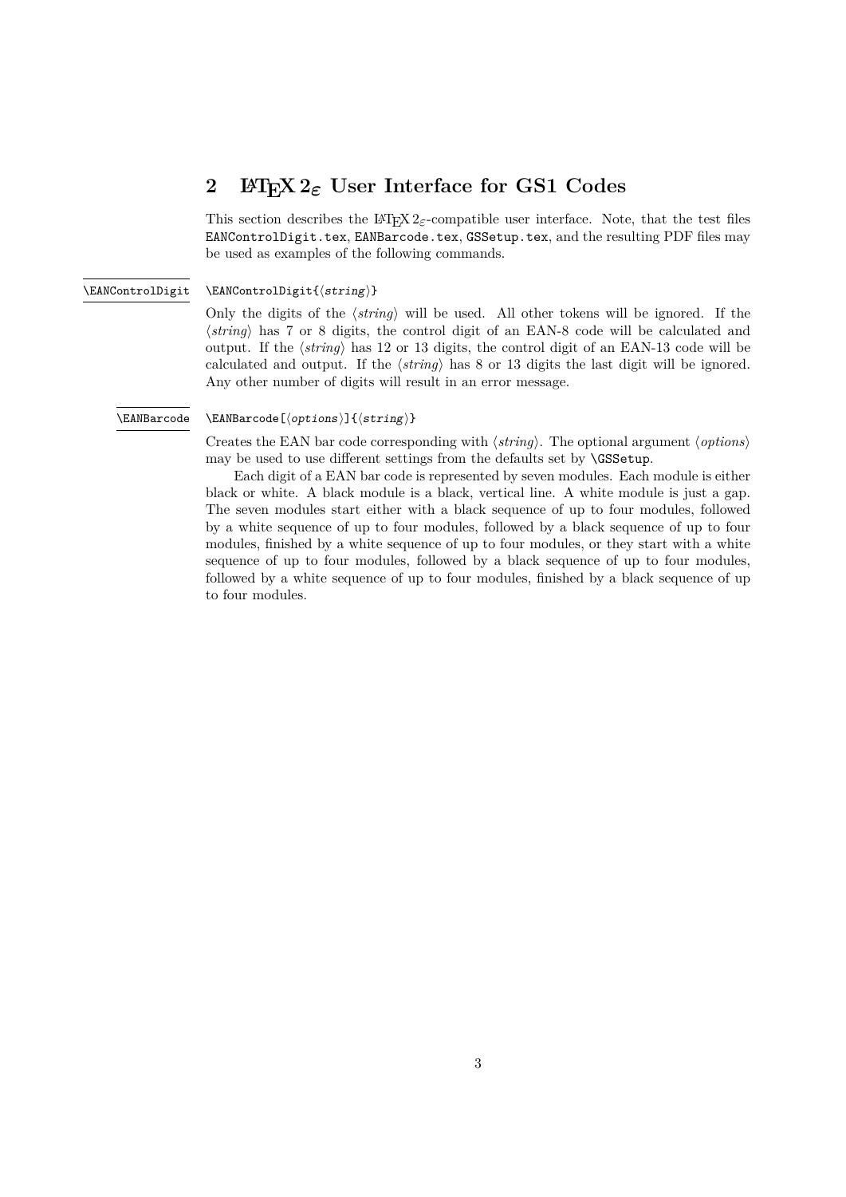## 2 LaTeX 2ε User Interface for GS1 Codes

This section describes the LaTeX 2ε-compatible user interface. Note, that the test files `EANControlDigit.tex`, `EANBarcode.tex`, `GSSetup.tex`, and the resulting PDF files may be used as examples of the following commands.

`\EANControlDigit` `\EANControlDigit{⟨string⟩}`

Only the digits of the ⟨*string*⟩ will be used. All other tokens will be ignored. If the ⟨*string*⟩ has 7 or 8 digits, the control digit of an EAN-8 code will be calculated and output. If the ⟨*string*⟩ has 12 or 13 digits, the control digit of an EAN-13 code will be calculated and output. If the ⟨*string*⟩ has 8 or 13 digits the last digit will be ignored. Any other number of digits will result in an error message.

`\EANBarcode` `\EANBarcode[⟨options⟩]{⟨string⟩}`

Creates the EAN bar code corresponding with ⟨*string*⟩. The optional argument ⟨*options*⟩ may be used to use different settings from the defaults set by `\GSSetup`.

Each digit of a EAN bar code is represented by seven modules. Each module is either black or white. A black module is a black, vertical line. A white module is just a gap. The seven modules start either with a black sequence of up to four modules, followed by a white sequence of up to four modules, followed by a black sequence of up to four modules, finished by a white sequence of up to four modules, or they start with a white sequence of up to four modules, followed by a black sequence of up to four modules, followed by a white sequence of up to four modules, finished by a black sequence of up to four modules.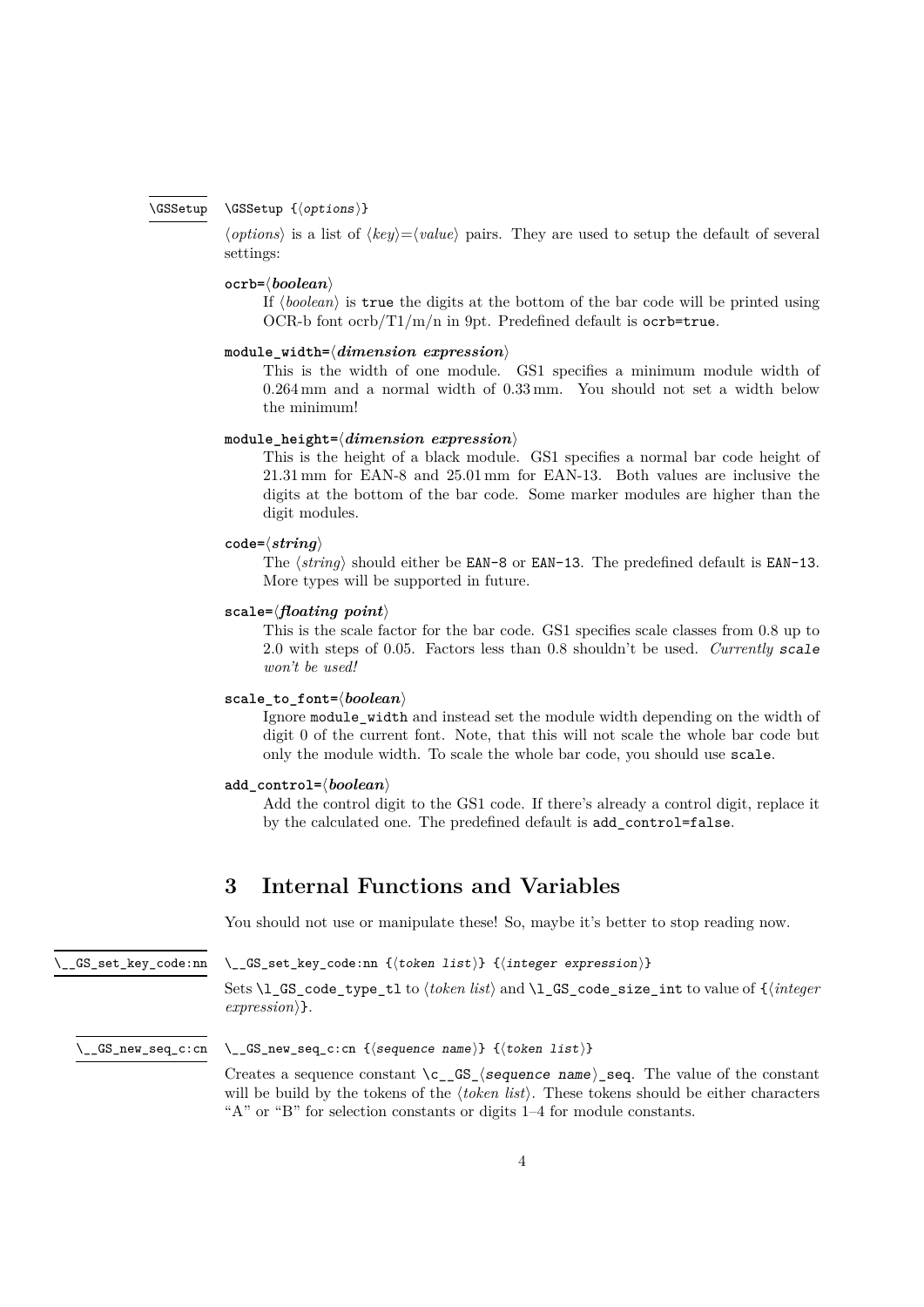`\GSSetup` `\GSSetup {⟨options⟩}`

⟨*options*⟩ is a list of ⟨*key*⟩=⟨*value*⟩ pairs. They are used to setup the default of several settings:

`ocrb=`⟨***boolean***⟩
: If ⟨*boolean*⟩ is `true` the digits at the bottom of the bar code will be printed using OCR-b font ocrb/T1/m/n in 9pt. Predefined default is `ocrb=true`.

`module_width=`⟨***dimension expression***⟩
: This is the width of one module. GS1 specifies a minimum module width of 0.264 mm and a normal width of 0.33 mm. You should not set a width below the minimum!

`module_height=`⟨***dimension expression***⟩
: This is the height of a black module. GS1 specifies a normal bar code height of 21.31 mm for EAN-8 and 25.01 mm for EAN-13. Both values are inclusive the digits at the bottom of the bar code. Some marker modules are higher than the digit modules.

`code=`⟨***string***⟩
: The ⟨*string*⟩ should either be `EAN-8` or `EAN-13`. The predefined default is `EAN-13`. More types will be supported in future.

`scale=`⟨***floating point***⟩
: This is the scale factor for the bar code. GS1 specifies scale classes from 0.8 up to 2.0 with steps of 0.05. Factors less than 0.8 shouldn't be used. *Currently `scale` won't be used!*

`scale_to_font=`⟨***boolean***⟩
: Ignore `module_width` and instead set the module width depending on the width of digit 0 of the current font. Note, that this will not scale the whole bar code but only the module width. To scale the whole bar code, you should use `scale`.

`add_control=`⟨***boolean***⟩
: Add the control digit to the GS1 code. If there's already a control digit, replace it by the calculated one. The predefined default is `add_control=false`.

## 3 Internal Functions and Variables

You should not use or manipulate these! So, maybe it's better to stop reading now.

`\__GS_set_key_code:nn` `\__GS_set_key_code:nn {⟨token list⟩} {⟨integer expression⟩}`

Sets `\l_GS_code_type_tl` to ⟨*token list*⟩ and `\l_GS_code_size_int` to value of {⟨*integer expression*⟩}.

`\__GS_new_seq_c:cn` `\__GS_new_seq_c:cn {⟨sequence name⟩} {⟨token list⟩}`

Creates a sequence constant `\c__GS_⟨sequence name⟩_seq`. The value of the constant will be build by the tokens of the ⟨*token list*⟩. These tokens should be either characters "A" or "B" for selection constants or digits 1–4 for module constants.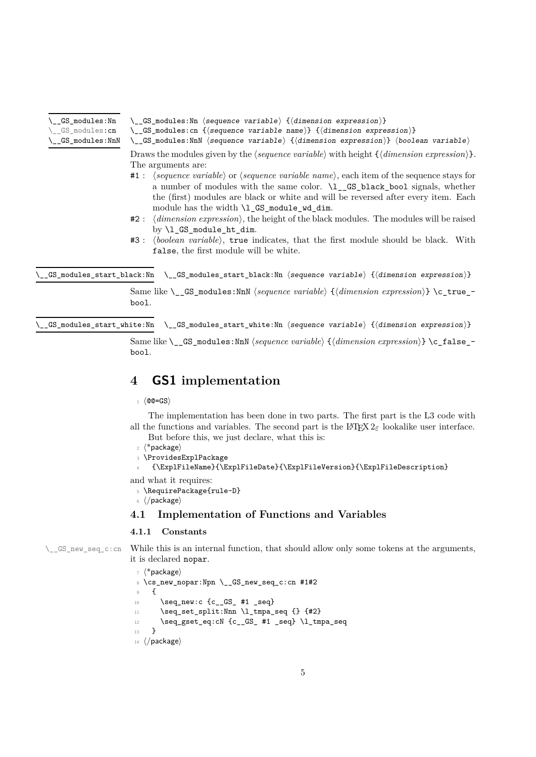\_\_GS_modules:Nn
\_\_GS_modules:cn
\_\_GS_modules:NnN

```
\__GS_modules:Nn ⟨sequence variable⟩ {⟨dimension expression⟩}
\__GS_modules:cn {⟨sequence variable name⟩} {⟨dimension expression⟩}
\__GS_modules:NnN ⟨sequence variable⟩ {⟨dimension expression⟩} ⟨boolean variable⟩
```

Draws the modules given by the ⟨*sequence variable*⟩ with height {⟨*dimension expression*⟩}. The arguments are:

#1 : ⟨*sequence variable*⟩ or ⟨*sequence variable name*⟩, each item of the sequence stays for a number of modules with the same color. `\l__GS_black_bool` signals, whether the (first) modules are black or white and will be reversed after every item. Each module has the width `\l_GS_module_wd_dim`.

#2 : ⟨*dimension expression*⟩, the height of the black modules. The modules will be raised by `\l_GS_module_ht_dim`.

#3 : ⟨*boolean variable*⟩, `true` indicates, that the first module should be black. With `false`, the first module will be white.

\_\_GS_modules_start_black:Nn

```
\__GS_modules_start_black:Nn ⟨sequence variable⟩ {⟨dimension expression⟩}
```

Same like `\__GS_modules:NnN` ⟨*sequence variable*⟩ {⟨*dimension expression*⟩} `\c_true_bool`.

\_\_GS_modules_start_white:Nn

```
\__GS_modules_start_white:Nn ⟨sequence variable⟩ {⟨dimension expression⟩}
```

Same like `\__GS_modules:NnN` ⟨*sequence variable*⟩ {⟨*dimension expression*⟩} `\c_false_bool`.

# 4 GS1 implementation

```
1 ⟨@@=GS⟩
```

The implementation has been done in two parts. The first part is the L3 code with all the functions and variables. The second part is the LaTeX 2ε lookalike user interface.

But before this, we just declare, what this is:

```
2 ⟨*package⟩
3 \ProvidesExplPackage
4   {\ExplFileName}{\ExplFileDate}{\ExplFileVersion}{\ExplFileDescription}
```

and what it requires:

```
5 \RequirePackage{rule-D}
6 ⟨/package⟩
```

## 4.1 Implementation of Functions and Variables

### 4.1.1 Constants

\_\_GS_new_seq_c:cn

While this is an internal function, that should allow only some tokens at the arguments, it is declared `nopar`.

```
7  ⟨*package⟩
8  \cs_new_nopar:Npn \__GS_new_seq_c:cn #1#2
9    {
10     \seq_new:c {c__GS_ #1 _seq}
11     \seq_set_split:Nnn \l_tmpa_seq {} {#2}
12     \seq_gset_eq:cN {c__GS_ #1 _seq} \l_tmpa_seq
13   }
14 ⟨/package⟩
```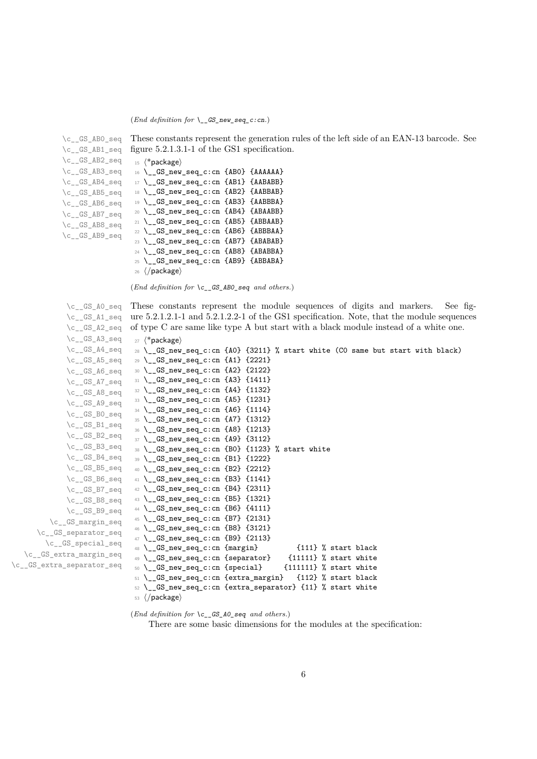(*End definition for* `\__GS_new_seq_c:cn`.)

`\c__GS_AB0_seq` `\c__GS_AB1_seq` `\c__GS_AB2_seq` `\c__GS_AB3_seq` `\c__GS_AB4_seq` `\c__GS_AB5_seq` `\c__GS_AB6_seq` `\c__GS_AB7_seq` `\c__GS_AB8_seq` `\c__GS_AB9_seq`

These constants represent the generation rules of the left side of an EAN-13 barcode. See figure 5.2.1.3.1-1 of the GS1 specification.

```
15 〈*package〉
16 \__GS_new_seq_c:cn {AB0} {AAAAAA}
17 \__GS_new_seq_c:cn {AB1} {AABABB}
18 \__GS_new_seq_c:cn {AB2} {AABBAB}
19 \__GS_new_seq_c:cn {AB3} {AABBBA}
20 \__GS_new_seq_c:cn {AB4} {ABAABB}
21 \__GS_new_seq_c:cn {AB5} {ABBAAB}
22 \__GS_new_seq_c:cn {AB6} {ABBBAA}
23 \__GS_new_seq_c:cn {AB7} {ABABAB}
24 \__GS_new_seq_c:cn {AB8} {ABABBA}
25 \__GS_new_seq_c:cn {AB9} {ABBABA}
26 〈/package〉
```

(*End definition for* `\c__GS_AB0_seq` *and others.*)

`\c__GS_A0_seq` `\c__GS_A1_seq` `\c__GS_A2_seq` `\c__GS_A3_seq` `\c__GS_A4_seq` `\c__GS_A5_seq` `\c__GS_A6_seq` `\c__GS_A7_seq` `\c__GS_A8_seq` `\c__GS_A9_seq` `\c__GS_B0_seq` `\c__GS_B1_seq` `\c__GS_B2_seq` `\c__GS_B3_seq` `\c__GS_B4_seq` `\c__GS_B5_seq` `\c__GS_B6_seq` `\c__GS_B7_seq` `\c__GS_B8_seq` `\c__GS_B9_seq` `\c__GS_margin_seq` `\c__GS_separator_seq` `\c__GS_special_seq` `\c__GS_extra_margin_seq` `\c__GS_extra_separator_seq`

These constants represent the module sequences of digits and markers. See figure 5.2.1.2.1-1 and 5.2.1.2.2-1 of the GS1 specification. Note, that the module sequences of type C are same like type A but start with a black module instead of a white one.

```
27 〈*package〉
28 \__GS_new_seq_c:cn {A0} {3211} % start white (C0 same but start with black)
29 \__GS_new_seq_c:cn {A1} {2221}
30 \__GS_new_seq_c:cn {A2} {2122}
31 \__GS_new_seq_c:cn {A3} {1411}
32 \__GS_new_seq_c:cn {A4} {1132}
33 \__GS_new_seq_c:cn {A5} {1231}
34 \__GS_new_seq_c:cn {A6} {1114}
35 \__GS_new_seq_c:cn {A7} {1312}
36 \__GS_new_seq_c:cn {A8} {1213}
37 \__GS_new_seq_c:cn {A9} {3112}
38 \__GS_new_seq_c:cn {B0} {1123} % start white
39 \__GS_new_seq_c:cn {B1} {1222}
40 \__GS_new_seq_c:cn {B2} {2212}
41 \__GS_new_seq_c:cn {B3} {1141}
42 \__GS_new_seq_c:cn {B4} {2311}
43 \__GS_new_seq_c:cn {B5} {1321}
44 \__GS_new_seq_c:cn {B6} {4111}
45 \__GS_new_seq_c:cn {B7} {2131}
46 \__GS_new_seq_c:cn {B8} {3121}
47 \__GS_new_seq_c:cn {B9} {2113}
48 \__GS_new_seq_c:cn {margin}          {111} % start black
49 \__GS_new_seq_c:cn {separator}     {11111} % start white
50 \__GS_new_seq_c:cn {special}      {111111} % start white
51 \__GS_new_seq_c:cn {extra_margin}    {112} % start black
52 \__GS_new_seq_c:cn {extra_separator} {11} % start white
53 〈/package〉
```

(*End definition for* `\c__GS_A0_seq` *and others.*)

There are some basic dimensions for the modules at the specification: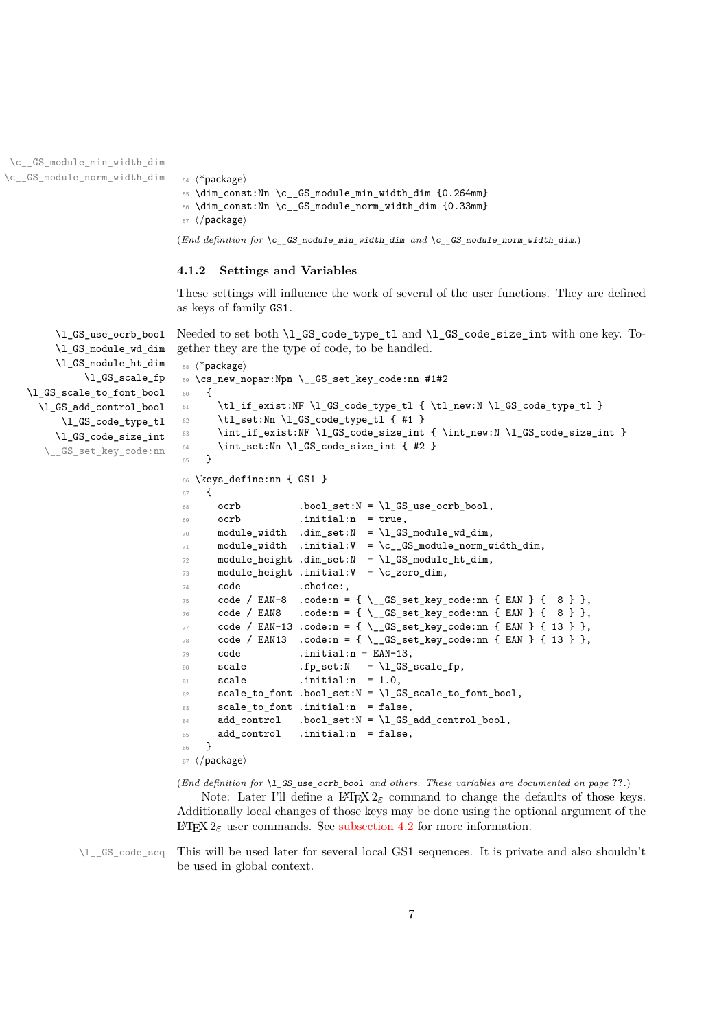\c__GS_module_min_width_dim
\c__GS_module_norm_width_dim

```
54 <*package>
55 \dim_const:Nn \c__GS_module_min_width_dim {0.264mm}
56 \dim_const:Nn \c__GS_module_norm_width_dim {0.33mm}
57 </package>
```

(*End definition for \c__GS_module_min_width_dim and \c__GS_module_norm_width_dim.*)

#### 4.1.2 Settings and Variables

These settings will influence the work of several of the user functions. They are defined as keys of family GS1.

\l_GS_use_ocrb_bool
\l_GS_module_wd_dim
\l_GS_module_ht_dim
\l_GS_scale_fp
\l_GS_scale_to_font_bool
\l_GS_add_control_bool
\l_GS_code_type_tl
\l_GS_code_size_int
\__GS_set_key_code:nn

Needed to set both \l_GS_code_type_tl and \l_GS_code_size_int with one key. Together they are the type of code, to be handled.

```
58 <*package>
59 \cs_new_nopar:Npn \__GS_set_key_code:nn #1#2
60   {
61     \tl_if_exist:NF \l_GS_code_type_tl { \tl_new:N \l_GS_code_type_tl }
62     \tl_set:Nn \l_GS_code_type_tl { #1 }
63     \int_if_exist:NF \l_GS_code_size_int { \int_new:N \l_GS_code_size_int }
64     \int_set:Nn \l_GS_code_size_int { #2 }
65   }
66 \keys_define:nn { GS1 }
67   {
68     ocrb          .bool_set:N = \l_GS_use_ocrb_bool,
69     ocrb          .initial:n  = true,
70     module_width  .dim_set:N  = \l_GS_module_wd_dim,
71     module_width  .initial:V  = \c__GS_module_norm_width_dim,
72     module_height .dim_set:N  = \l_GS_module_ht_dim,
73     module_height .initial:V  = \c_zero_dim,
74     code          .choice:,
75     code / EAN-8  .code:n = { \__GS_set_key_code:nn { EAN } {  8 } },
76     code / EAN8   .code:n = { \__GS_set_key_code:nn { EAN } {  8 } },
77     code / EAN-13 .code:n = { \__GS_set_key_code:nn { EAN } { 13 } },
78     code / EAN13  .code:n = { \__GS_set_key_code:nn { EAN } { 13 } },
79     code          .initial:n = EAN-13,
80     scale         .fp_set:N   = \l_GS_scale_fp,
81     scale         .initial:n  = 1.0,
82     scale_to_font .bool_set:N = \l_GS_scale_to_font_bool,
83     scale_to_font .initial:n  = false,
84     add_control   .bool_set:N = \l_GS_add_control_bool,
85     add_control   .initial:n  = false,
86   }
87 </package>
```

(*End definition for \l_GS_use_ocrb_bool and others. These variables are documented on page* ??.)

Note: Later I'll define a LaTeX 2ε command to change the defaults of those keys. Additionally local changes of those keys may be done using the optional argument of the LaTeX 2ε user commands. See subsection 4.2 for more information.

\l__GS_code_seq

This will be used later for several local GS1 sequences. It is private and also shouldn't be used in global context.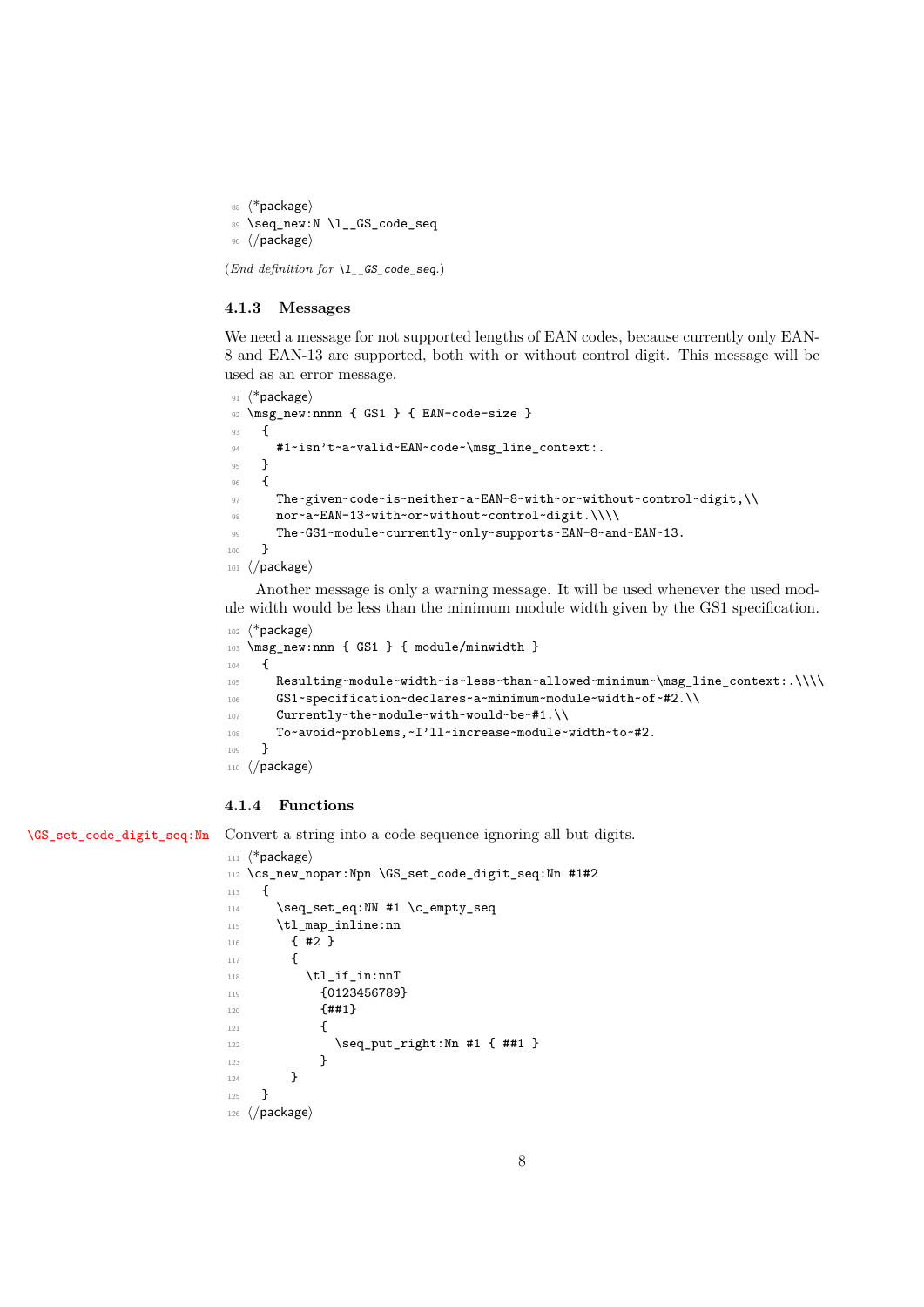```
88 ⟨*package⟩
89 \seq_new:N \l__GS_code_seq
90 ⟨/package⟩
```

(*End definition for* `\l__GS_code_seq`.)

### 4.1.3 Messages

We need a message for not supported lengths of EAN codes, because currently only EAN-8 and EAN-13 are supported, both with or without control digit. This message will be used as an error message.

```
91 ⟨*package⟩
92 \msg_new:nnnn { GS1 } { EAN-code-size }
93   {
94     #1~isn't~a~valid~EAN~code~\msg_line_context:.
95   }
96   {
97     The~given~code~is~neither~a~EAN-8~with~or~without~control~digit,\\
98     nor~a~EAN-13~with~or~without~control~digit.\\\\
99     The~GS1~module~currently~only~supports~EAN-8~and~EAN~13.
100  }
101 ⟨/package⟩
```

Another message is only a warning message. It will be used whenever the used module width would be less than the minimum module width given by the GS1 specification.

```
102 ⟨*package⟩
103 \msg_new:nnn { GS1 } { module/minwidth }
104   {
105     Resulting~module~width~is~less~than~allowed~minimum~\msg_line_context:.\\\\
106     GS1~specification~declares~a~minimum~module~width~of~#2.\\
107     Currently~the~module~with~would~be~#1.\\
108     To~avoid~problems,~I'll~increase~module~width~to~#2.
109   }
110 ⟨/package⟩
```

### 4.1.4 Functions

`\GS_set_code_digit_seq:Nn` Convert a string into a code sequence ignoring all but digits.

```
111 ⟨*package⟩
112 \cs_new_nopar:Npn \GS_set_code_digit_seq:Nn #1#2
113   {
114     \seq_set_eq:NN #1 \c_empty_seq
115     \tl_map_inline:nn
116       { #2 }
117       {
118         \tl_if_in:nnT
119           {0123456789}
120           {##1}
121           {
122             \seq_put_right:Nn #1 { ##1 }
123           }
124       }
125   }
126 ⟨/package⟩
```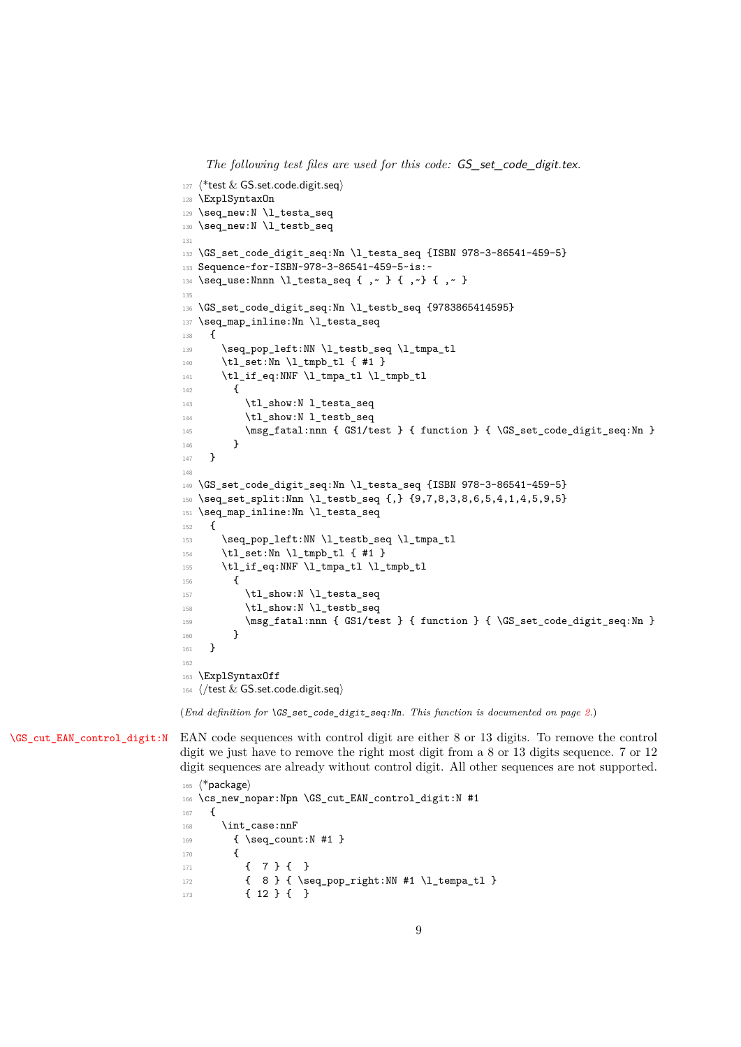*The following test files are used for this code: GS_set_code_digit.tex.*

```
127 ⟨*test & GS.set.code.digit.seq⟩
128 \ExplSyntaxOn
129 \seq_new:N \l_testa_seq
130 \seq_new:N \l_testb_seq
131
132 \GS_set_code_digit_seq:Nn \l_testa_seq {ISBN 978-3-86541-459-5}
133 Sequence~for~ISBN~978-3-86541-459-5~is:~
134 \seq_use:Nnnn \l_testa_seq { ,~ } { ,~} { ,~ }
135
136 \GS_set_code_digit_seq:Nn \l_testb_seq {9783865414595}
137 \seq_map_inline:Nn \l_testa_seq
138   {
139     \seq_pop_left:NN \l_testb_seq \l_tmpa_tl
140     \tl_set:Nn \l_tmpb_tl { #1 }
141     \tl_if_eq:NNF \l_tmpa_tl \l_tmpb_tl
142       {
143         \tl_show:N l_testa_seq
144         \tl_show:N l_testb_seq
145         \msg_fatal:nnn { GS1/test } { function } { \GS_set_code_digit_seq:Nn }
146       }
147   }
148
149 \GS_set_code_digit_seq:Nn \l_testa_seq {ISBN 978-3-86541-459-5}
150 \seq_set_split:Nnn \l_testb_seq {,} {9,7,8,3,8,6,5,4,1,4,5,9,5}
151 \seq_map_inline:Nn \l_testa_seq
152   {
153     \seq_pop_left:NN \l_testb_seq \l_tmpa_tl
154     \tl_set:Nn \l_tmpb_tl { #1 }
155     \tl_if_eq:NNF \l_tmpa_tl \l_tmpb_tl
156       {
157         \tl_show:N \l_testa_seq
158         \tl_show:N \l_testb_seq
159         \msg_fatal:nnn { GS1/test } { function } { \GS_set_code_digit_seq:Nn }
160       }
161   }
162
163 \ExplSyntaxOff
164 ⟨/test & GS.set.code.digit.seq⟩
```

(*End definition for* `\GS_set_code_digit_seq:Nn`. *This function is documented on page 2.*)

`\GS_cut_EAN_control_digit:N` EAN code sequences with control digit are either 8 or 13 digits. To remove the control digit we just have to remove the right most digit from a 8 or 13 digits sequence. 7 or 12 digit sequences are already without control digit. All other sequences are not supported.

```
165 ⟨*package⟩
166 \cs_new_nopar:Npn \GS_cut_EAN_control_digit:N #1
167   {
168     \int_case:nnF
169       { \seq_count:N #1 }
170       {
171         {  7 } {  }
172         {  8 } { \seq_pop_right:NN #1 \l_tempa_tl }
173         { 12 } {  }
```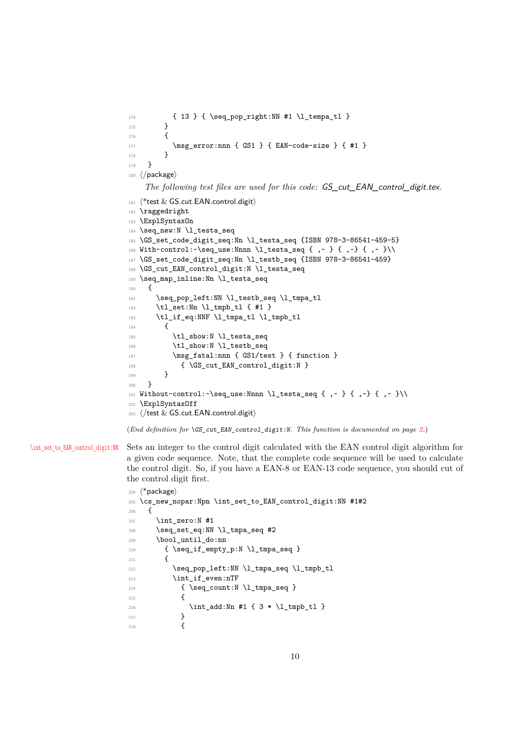```
174         { 13 } { \seq_pop_right:NN #1 \l_tempa_tl }
175       }
176       {
177         \msg_error:nnn { GS1 } { EAN-code-size } { #1 }
178       }
179   }
180 ⟨/package⟩
```

*The following test files are used for this code: GS_cut_EAN_control_digit.tex.*

```
181 ⟨*test & GS.cut.EAN.control.digit⟩
182 \raggedright
183 \ExplSyntaxOn
184 \seq_new:N \l_testa_seq
185 \GS_set_code_digit_seq:Nn \l_testa_seq {ISBN 978-3-86541-459-5}
186 With~control:~\seq_use:Nnnn \l_testa_seq { ,~ } { ,~} { ,~ }\\
187 \GS_set_code_digit_seq:Nn \l_testb_seq {ISBN 978-3-86541-459}
188 \GS_cut_EAN_control_digit:N \l_testa_seq
189 \seq_map_inline:Nn \l_testa_seq
190   {
191     \seq_pop_left:NN \l_testb_seq \l_tmpa_tl
192     \tl_set:Nn \l_tmpb_tl { #1 }
193     \tl_if_eq:NNF \l_tmpa_tl \l_tmpb_tl
194       {
195         \tl_show:N \l_testa_seq
196         \tl_show:N \l_testb_seq
197         \msg_fatal:nnn { GS1/test } { function }
198           { \GS_cut_EAN_control_digit:N }
199       }
200   }
201 Without~control:~\seq_use:Nnnn \l_testa_seq { ,~ } { ,~} { ,~ }\\
202 \ExplSyntaxOff
203 ⟨/test & GS.cut.EAN.control.digit⟩
```

(*End definition for* `\GS_cut_EAN_control_digit:N`*. This function is documented on page 2.*)

`\int_set_to_EAN_control_digit:NN` Sets an integer to the control digit calculated with the EAN control digit algorithm for a given code sequence. Note, that the complete code sequence will be used to calculate the control digit. So, if you have a EAN-8 or EAN-13 code sequence, you should cut of the control digit first.

```
204 ⟨*package⟩
205 \cs_new_nopar:Npn \int_set_to_EAN_control_digit:NN #1#2
206   {
207     \int_zero:N #1
208     \seq_set_eq:NN \l_tmpa_seq #2
209     \bool_until_do:nn
210       { \seq_if_empty_p:N \l_tmpa_seq }
211       {
212         \seq_pop_left:NN \l_tmpa_seq \l_tmpb_tl
213         \int_if_even:nTF
214           { \seq_count:N \l_tmpa_seq }
215           {
216             \int_add:Nn #1 { 3 * \l_tmpb_tl }
217           }
218           {
```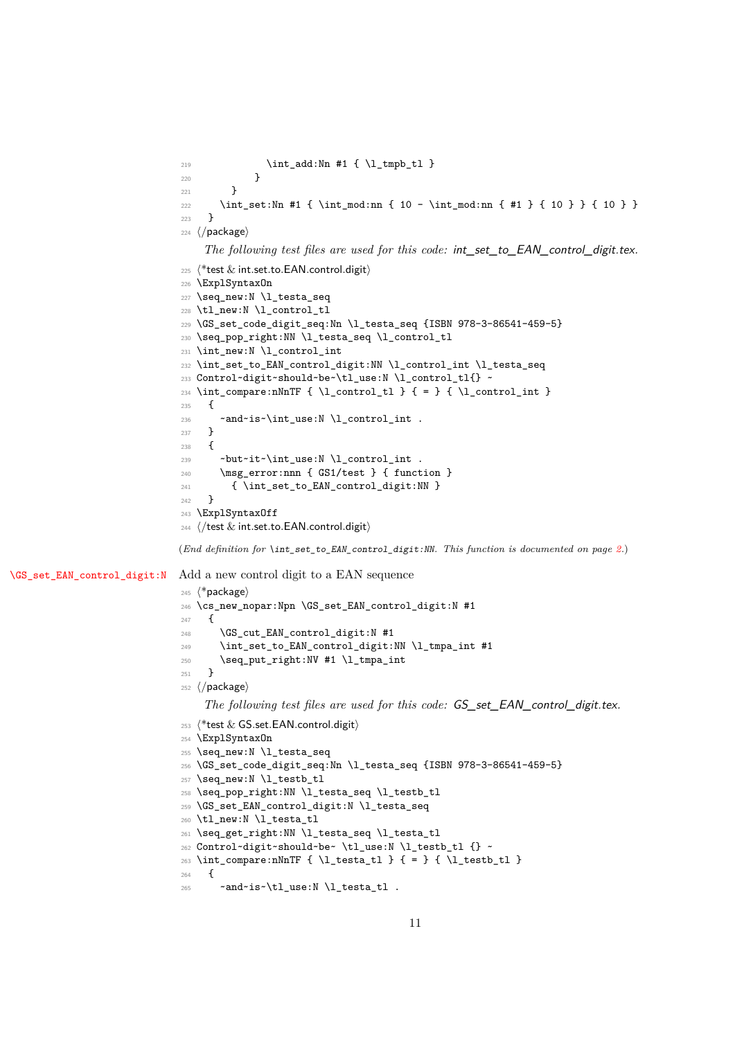```
219             \int_add:Nn #1 { \l_tmpb_tl }
220           }
221       }
222     \int_set:Nn #1 { \int_mod:nn { 10 - \int_mod:nn { #1 } { 10 } } { 10 } }
223   }
224 ⟨/package⟩
```

*The following test files are used for this code: int_set_to_EAN_control_digit.tex.*

```
225 ⟨*test & int.set.to.EAN.control.digit⟩
226 \ExplSyntaxOn
227 \seq_new:N \l_testa_seq
228 \tl_new:N \l_control_tl
229 \GS_set_code_digit_seq:Nn \l_testa_seq {ISBN 978-3-86541-459-5}
230 \seq_pop_right:NN \l_testa_seq \l_control_tl
231 \int_new:N \l_control_int
232 \int_set_to_EAN_control_digit:NN \l_control_int \l_testa_seq
233 Control~digit~should~be~\tl_use:N \l_control_tl{} ~
234 \int_compare:nNnTF { \l_control_tl } { = } { \l_control_int }
235   {
236     ~and~is~\int_use:N \l_control_int .
237   }
238   {
239     ~but~it~\int_use:N \l_control_int .
240     \msg_error:nnn { GS1/test } { function }
241       { \int_set_to_EAN_control_digit:NN }
242   }
243 \ExplSyntaxOff
244 ⟨/test & int.set.to.EAN.control.digit⟩
```

(*End definition for* `\int_set_to_EAN_control_digit:NN`. *This function is documented on page 2.*)

`\GS_set_EAN_control_digit:N` Add a new control digit to a EAN sequence

```
245 ⟨*package⟩
246 \cs_new_nopar:Npn \GS_set_EAN_control_digit:N #1
247   {
248     \GS_cut_EAN_control_digit:N #1
249     \int_set_to_EAN_control_digit:NN \l_tmpa_int #1
250     \seq_put_right:NV #1 \l_tmpa_int
251   }
252 ⟨/package⟩
```

*The following test files are used for this code: GS_set_EAN_control_digit.tex.*

```
253 ⟨*test & GS.set.EAN.control.digit⟩
254 \ExplSyntaxOn
255 \seq_new:N \l_testa_seq
256 \GS_set_code_digit_seq:Nn \l_testa_seq {ISBN 978-3-86541-459-5}
257 \seq_new:N \l_testb_tl
258 \seq_pop_right:NN \l_testa_seq \l_testb_tl
259 \GS_set_EAN_control_digit:N \l_testa_seq
260 \tl_new:N \l_testa_tl
261 \seq_get_right:NN \l_testa_seq \l_testa_tl
262 Control~digit~should~be~ \tl_use:N \l_testb_tl {} ~
263 \int_compare:nNnTF { \l_testa_tl } { = } { \l_testb_tl }
264   {
265     ~and~is~\tl_use:N \l_testa_tl .
```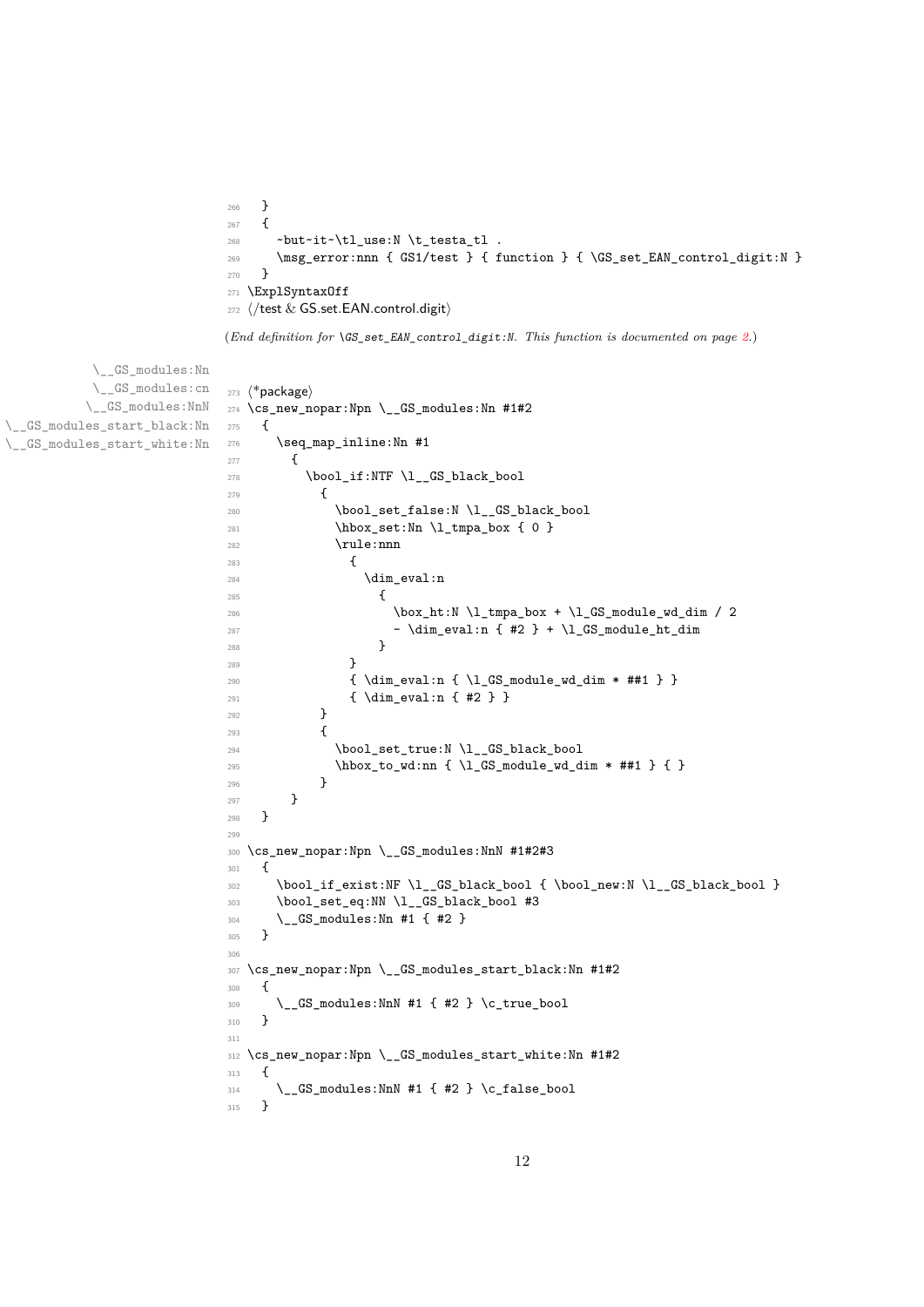```
266   }
267   {
268     ~but~it~\tl_use:N \t_testa_tl .
269     \msg_error:nnn { GS1/test } { function } { \GS_set_EAN_control_digit:N }
270   }
271 \ExplSyntaxOff
272 ⟨/test & GS.set.EAN.control.digit⟩
```

*(End definition for \GS_set_EAN_control_digit:N. This function is documented on page 2.)*

\__GS_modules:Nn
\__GS_modules:cn
\__GS_modules:NnN
\__GS_modules_start_black:Nn
\__GS_modules_start_white:Nn

```
273 ⟨*package⟩
274 \cs_new_nopar:Npn \__GS_modules:Nn #1#2
275   {
276     \seq_map_inline:Nn #1
277       {
278         \bool_if:NTF \l__GS_black_bool
279           {
280             \bool_set_false:N \l__GS_black_bool
281             \hbox_set:Nn \l_tmpa_box { 0 }
282             \rule:nnn
283               {
284                 \dim_eval:n
285                   {
286                     \box_ht:N \l_tmpa_box + \l_GS_module_wd_dim / 2
287                     - \dim_eval:n { #2 } + \l_GS_module_ht_dim
288                   }
289               }
290               { \dim_eval:n { \l_GS_module_wd_dim * ##1 } }
291               { \dim_eval:n { #2 } }
292           }
293           {
294             \bool_set_true:N \l__GS_black_bool
295             \hbox_to_wd:nn { \l_GS_module_wd_dim * ##1 } { }
296           }
297       }
298   }
299
300 \cs_new_nopar:Npn \__GS_modules:NnN #1#2#3
301   {
302     \bool_if_exist:NF \l__GS_black_bool { \bool_new:N \l__GS_black_bool }
303     \bool_set_eq:NN \l__GS_black_bool #3
304     \__GS_modules:Nn #1 { #2 }
305   }
306
307 \cs_new_nopar:Npn \__GS_modules_start_black:Nn #1#2
308   {
309     \__GS_modules:NnN #1 { #2 } \c_true_bool
310   }
311
312 \cs_new_nopar:Npn \__GS_modules_start_white:Nn #1#2
313   {
314     \__GS_modules:NnN #1 { #2 } \c_false_bool
315   }
```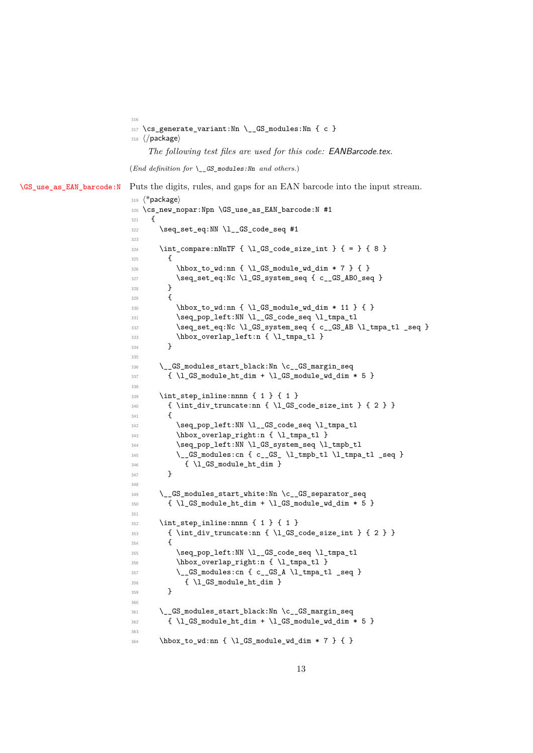```
316
317 \cs_generate_variant:Nn \__GS_modules:Nn { c }
318 ⟨/package⟩
```

*The following test files are used for this code: EANBarcode.tex.*

(*End definition for* `\__GS_modules:Nn` *and others.*)

`\GS_use_as_EAN_barcode:N` Puts the digits, rules, and gaps for an EAN barcode into the input stream.

```
319 ⟨*package⟩
320 \cs_new_nopar:Npn \GS_use_as_EAN_barcode:N #1
321   {
322     \seq_set_eq:NN \l__GS_code_seq #1
323
324     \int_compare:nNnTF { \l_GS_code_size_int } { = } { 8 }
325       {
326         \hbox_to_wd:nn { \l_GS_module_wd_dim * 7 } { }
327         \seq_set_eq:Nc \l_GS_system_seq { c__GS_AB0_seq }
328       }
329       {
330         \hbox_to_wd:nn { \l_GS_module_wd_dim * 11 } { }
331         \seq_pop_left:NN \l__GS_code_seq \l_tmpa_tl
332         \seq_set_eq:Nc \l_GS_system_seq { c__GS_AB \l_tmpa_tl _seq }
333         \hbox_overlap_left:n { \l_tmpa_tl }
334       }
335
336     \__GS_modules_start_black:Nn \c__GS_margin_seq
337       { \l_GS_module_ht_dim + \l_GS_module_wd_dim * 5 }
338
339     \int_step_inline:nnnn { 1 } { 1 }
340       { \int_div_truncate:nn { \l_GS_code_size_int } { 2 } }
341       {
342         \seq_pop_left:NN \l__GS_code_seq \l_tmpa_tl
343         \hbox_overlap_right:n { \l_tmpa_tl }
344         \seq_pop_left:NN \l_GS_system_seq \l_tmpb_tl
345         \__GS_modules:cn { c__GS_ \l_tmpb_tl \l_tmpa_tl _seq }
346           { \l_GS_module_ht_dim }
347       }
348
349     \__GS_modules_start_white:Nn \c__GS_separator_seq
350       { \l_GS_module_ht_dim + \l_GS_module_wd_dim * 5 }
351
352     \int_step_inline:nnnn { 1 } { 1 }
353       { \int_div_truncate:nn { \l_GS_code_size_int } { 2 } }
354       {
355         \seq_pop_left:NN \l__GS_code_seq \l_tmpa_tl
356         \hbox_overlap_right:n { \l_tmpa_tl }
357         \__GS_modules:cn { c__GS_A \l_tmpa_tl _seq }
358           { \l_GS_module_ht_dim }
359       }
360
361     \__GS_modules_start_black:Nn \c__GS_margin_seq
362       { \l_GS_module_ht_dim + \l_GS_module_wd_dim * 5 }
363
364     \hbox_to_wd:nn { \l_GS_module_wd_dim * 7 } { }
```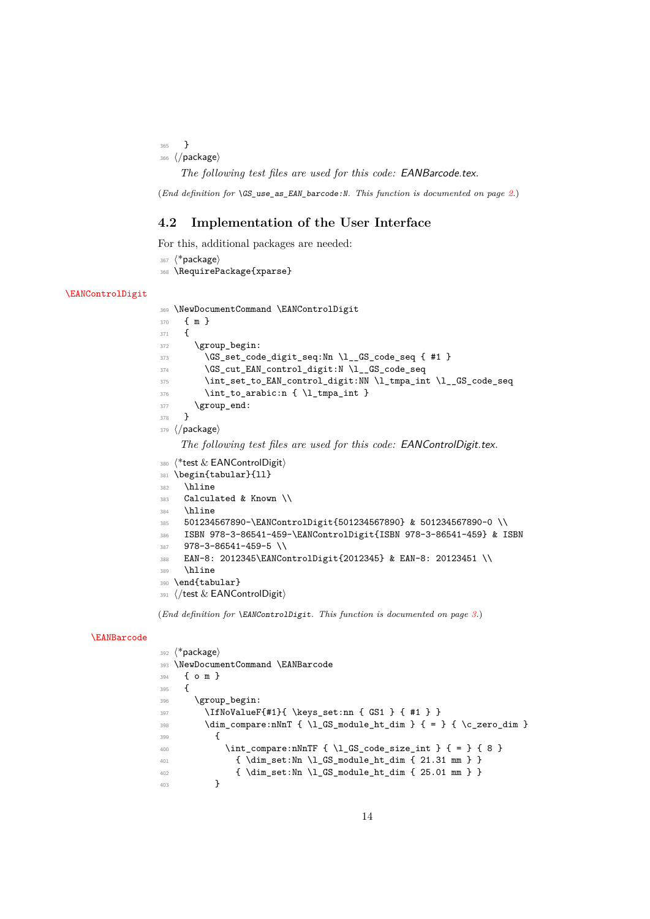```
365   }
366 </package>
```

*The following test files are used for this code:* EANBarcode.tex*.*

(*End definition for* `\GS_use_as_EAN_barcode:N`*. This function is documented on page 2.*)

### 4.2 Implementation of the User Interface

For this, additional packages are needed:

```
367 <*package>
368 \RequirePackage{xparse}
```

`\EANControlDigit`

```
369 \NewDocumentCommand \EANControlDigit
370   { m }
371   {
372     \group_begin:
373       \GS_set_code_digit_seq:Nn \l__GS_code_seq { #1 }
374       \GS_cut_EAN_control_digit:N \l__GS_code_seq
375       \int_set_to_EAN_control_digit:NN \l_tmpa_int \l__GS_code_seq
376       \int_to_arabic:n { \l_tmpa_int }
377     \group_end:
378   }
379 </package>
```

*The following test files are used for this code:* EANControlDigit.tex*.*

```
380 <*test & EANControlDigit>
381 \begin{tabular}{ll}
382   \hline
383   Calculated & Known \\
384   \hline
385   501234567890-\EANControlDigit{501234567890} & 501234567890-0 \\
386   ISBN 978-3-86541-459-\EANControlDigit{ISBN 978-3-86541-459} & ISBN
387   978-3-86541-459-5 \\
388   EAN-8: 2012345\EANControlDigit{2012345} & EAN-8: 20123451 \\
389   \hline
390 \end{tabular}
391 </test & EANControlDigit>
```

(*End definition for* `\EANControlDigit`*. This function is documented on page 3.*)

`\EANBarcode`

```
392 <*package>
393 \NewDocumentCommand \EANBarcode
394   { o m }
395   {
396     \group_begin:
397       \IfNoValueF{#1}{ \keys_set:nn { GS1 } { #1 } }
398       \dim_compare:nNnT { \l_GS_module_ht_dim } { = } { \c_zero_dim }
399         {
400           \int_compare:nNnTF { \l_GS_code_size_int } { = } { 8 }
401             { \dim_set:Nn \l_GS_module_ht_dim { 21.31 mm } }
402             { \dim_set:Nn \l_GS_module_ht_dim { 25.01 mm } }
403         }
```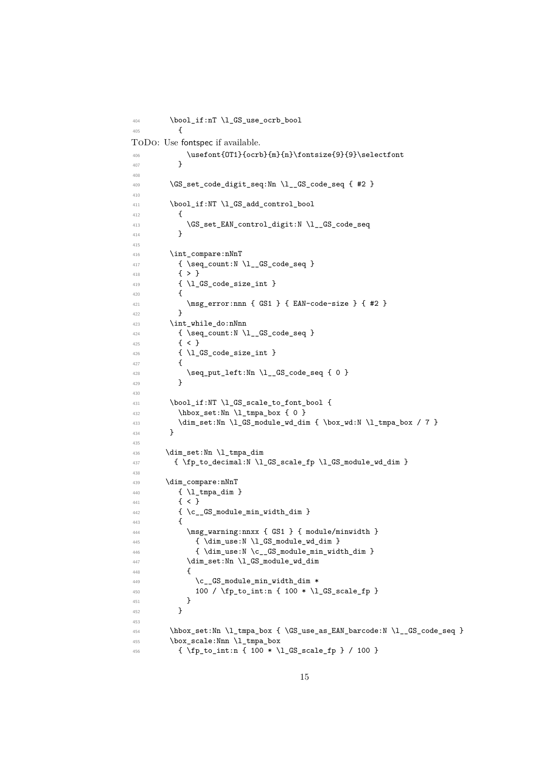```
404      \bool_if:nT \l_GS_use_ocrb_bool
405        {
```

TODO: Use fontspec if available.

```
406          \usefont{OT1}{ocrb}{m}{n}\fontsize{9}{9}\selectfont
407        }
408
409      \GS_set_code_digit_seq:Nn \l__GS_code_seq { #2 }
410
411      \bool_if:NT \l_GS_add_control_bool
412        {
413          \GS_set_EAN_control_digit:N \l__GS_code_seq
414        }
415
416      \int_compare:nNnT
417        { \seq_count:N \l__GS_code_seq }
418        { > }
419        { \l_GS_code_size_int }
420        {
421          \msg_error:nnn { GS1 } { EAN-code-size } { #2 }
422        }
423      \int_while_do:nNnn
424        { \seq_count:N \l__GS_code_seq }
425        { < }
426        { \l_GS_code_size_int }
427        {
428          \seq_put_left:Nn \l__GS_code_seq { 0 }
429        }
430
431      \bool_if:NT \l_GS_scale_to_font_bool {
432        \hbox_set:Nn \l_tmpa_box { 0 }
433        \dim_set:Nn \l_GS_module_wd_dim { \box_wd:N \l_tmpa_box / 7 }
434      }
435
436     \dim_set:Nn \l_tmpa_dim
437       { \fp_to_decimal:N \l_GS_scale_fp \l_GS_module_wd_dim }
438
439     \dim_compare:nNnT
440        { \l_tmpa_dim }
441        { < }
442        { \c__GS_module_min_width_dim }
443        {
444          \msg_warning:nnxx { GS1 } { module/minwidth }
445            { \dim_use:N \l_GS_module_wd_dim }
446            { \dim_use:N \c__GS_module_min_width_dim }
447          \dim_set:Nn \l_GS_module_wd_dim
448          {
449            \c__GS_module_min_width_dim *
450            100 / \fp_to_int:n { 100 * \l_GS_scale_fp }
451          }
452        }
453
454      \hbox_set:Nn \l_tmpa_box { \GS_use_as_EAN_barcode:N \l__GS_code_seq }
455      \box_scale:Nnn \l_tmpa_box
456        { \fp_to_int:n { 100 * \l_GS_scale_fp } / 100 }
```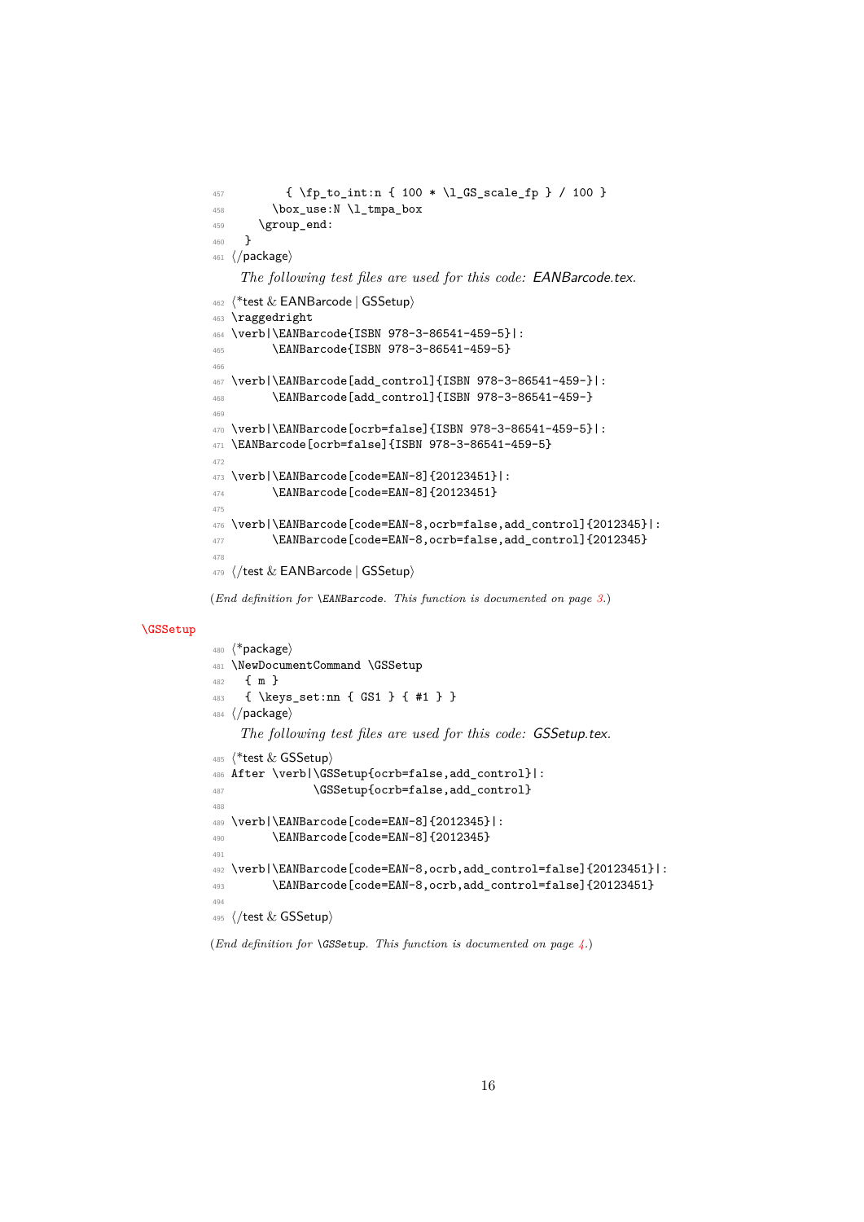```
457         { \fp_to_int:n { 100 * \l_GS_scale_fp } / 100 }
458       \box_use:N \l_tmpa_box
459     \group_end:
460   }
461 </package>
```

*The following test files are used for this code:* EANBarcode.tex*.*

```
462 <*test & EANBarcode | GSSetup>
463 \raggedright
464 \verb|\EANBarcode{ISBN 978-3-86541-459-5}|:
465       \EANBarcode{ISBN 978-3-86541-459-5}
466 
467 \verb|\EANBarcode[add_control]{ISBN 978-3-86541-459-}|:
468       \EANBarcode[add_control]{ISBN 978-3-86541-459-}
469 
470 \verb|\EANBarcode[ocrb=false]{ISBN 978-3-86541-459-5}|:
471 \EANBarcode[ocrb=false]{ISBN 978-3-86541-459-5}
472 
473 \verb|\EANBarcode[code=EAN-8]{20123451}|:
474       \EANBarcode[code=EAN-8]{20123451}
475 
476 \verb|\EANBarcode[code=EAN-8,ocrb=false,add_control]{2012345}|:
477       \EANBarcode[code=EAN-8,ocrb=false,add_control]{2012345}
478 
479 </test & EANBarcode | GSSetup>
```

(*End definition for* `\EANBarcode`*. This function is documented on page 3.*)

**\GSSetup**

```
480 <*package>
481 \NewDocumentCommand \GSSetup
482   { m }
483   { \keys_set:nn { GS1 } { #1 } }
484 </package>
```

*The following test files are used for this code:* GSSetup.tex*.*

```
485 <*test & GSSetup>
486 After \verb|\GSSetup{ocrb=false,add_control}|:
487             \GSSetup{ocrb=false,add_control}
488 
489 \verb|\EANBarcode[code=EAN-8]{2012345}|:
490       \EANBarcode[code=EAN-8]{2012345}
491 
492 \verb|\EANBarcode[code=EAN-8,ocrb,add_control=false]{20123451}|:
493       \EANBarcode[code=EAN-8,ocrb,add_control=false]{20123451}
494 
495 </test & GSSetup>
```

(*End definition for* `\GSSetup`*. This function is documented on page 4.*)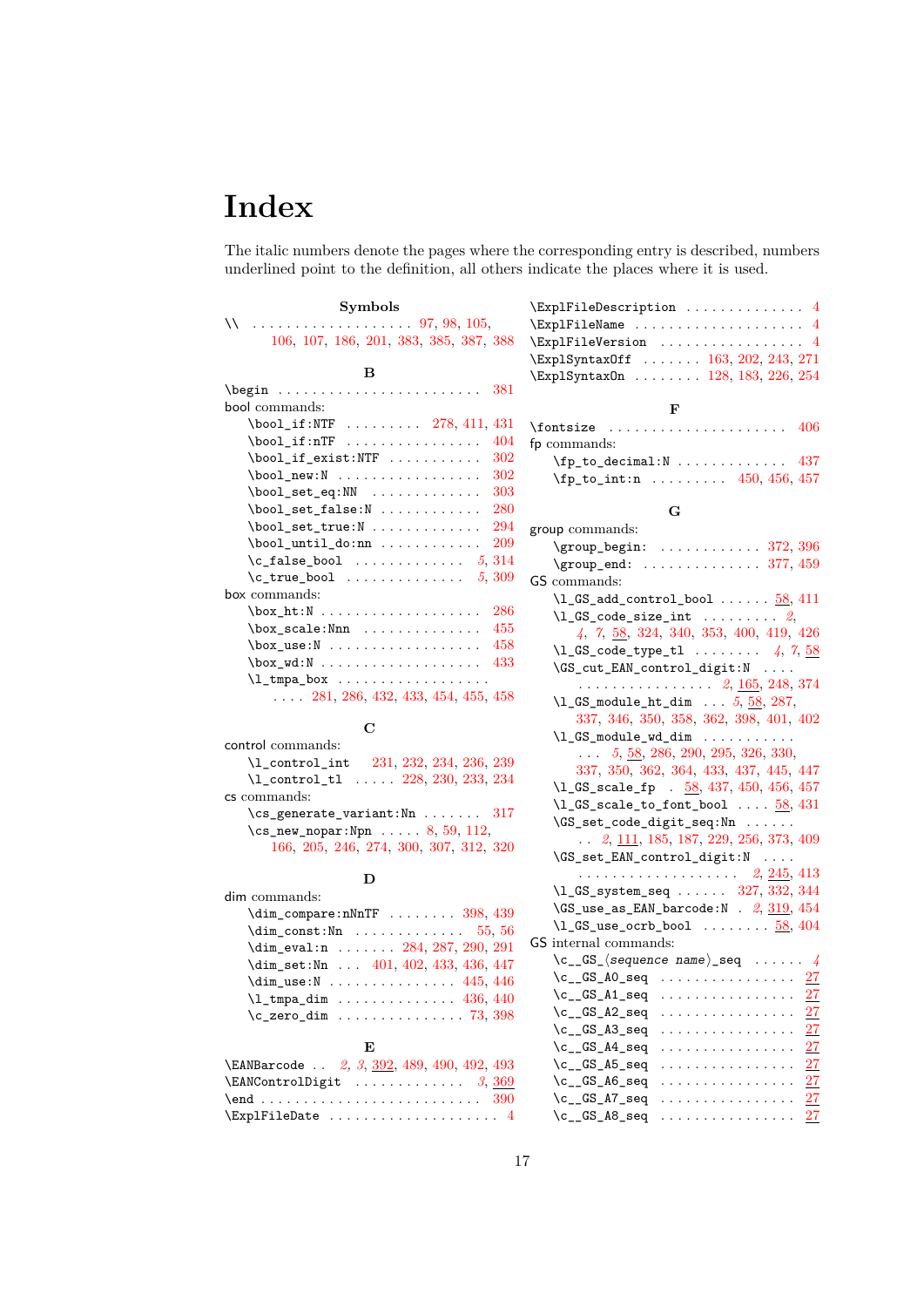# Index

The italic numbers denote the pages where the corresponding entry is described, numbers underlined point to the definition, all others indicate the places where it is used.

**Symbols**

\\ . . . . . . . . 97, 98, 105, 106, 107, 186, 201, 383, 385, 387, 388

**B**

\begin . . . . . . . . 381

bool commands:

- \bool_if:NTF . . . . . . . . 278, 411, 431
- \bool_if:nTF . . . . . . . . 404
- \bool_if_exist:NTF . . . . . . . . 302
- \bool_new:N . . . . . . . . 302
- \bool_set_eq:NN . . . . . . . . 303
- \bool_set_false:N . . . . . . . . 280
- \bool_set_true:N . . . . . . . . 294
- \bool_until_do:nn . . . . . . . . 209
- \c_false_bool . . . . . . . . *5*, 314
- \c_true_bool . . . . . . . . *5*, 309

box commands:

- \box_ht:N . . . . . . . . 286
- \box_scale:Nnn . . . . . . . . 455
- \box_use:N . . . . . . . . 458
- \box_wd:N . . . . . . . . 433
- \l_tmpa_box . . . . . . . . 281, 286, 432, 433, 454, 455, 458

**C**

control commands:

- \l_control_int . . . . . . . . 231, 232, 234, 236, 239
- \l_control_tl . . . . . . . . 228, 230, 233, 234

cs commands:

- \cs_generate_variant:Nn . . . . . . . . 317
- \cs_new_nopar:Npn . . . . . . . . 8, 59, 112, 166, 205, 246, 274, 300, 307, 312, 320

**D**

dim commands:

- \dim_compare:nNnTF . . . . . . . . 398, 439
- \dim_const:Nn . . . . . . . . 55, 56
- \dim_eval:n . . . . . . . . 284, 287, 290, 291
- \dim_set:Nn . . . . . . . . 401, 402, 433, 436, 447
- \dim_use:N . . . . . . . . 445, 446
- \l_tmpa_dim . . . . . . . . 436, 440
- \c_zero_dim . . . . . . . . 73, 398

**E**

\EANBarcode . . . . . . . . *2*, *3*, 392, 489, 490, 492, 493

\EANControlDigit . . . . . . . . *3*, 369

\end . . . . . . . . 390

\ExplFileDate . . . . . . . . 4

\ExplFileDescription . . . . . . . . 4

\ExplFileName . . . . . . . . 4

\ExplFileVersion . . . . . . . . 4

\ExplSyntaxOff . . . . . . . . 163, 202, 243, 271

\ExplSyntaxOn . . . . . . . . 128, 183, 226, 254

**F**

\fontsize . . . . . . . . 406

fp commands:

- \fp_to_decimal:N . . . . . . . . 437
- \fp_to_int:n . . . . . . . . 450, 456, 457

**G**

group commands:

- \group_begin: . . . . . . . . 372, 396
- \group_end: . . . . . . . . 377, 459

GS commands:

- \l_GS_add_control_bool . . . . . . . . 58, 411
- \l_GS_code_size_int . . . . . . . . *2*, *4*, *7*, 58, 324, 340, 353, 400, 419, 426
- \l_GS_code_type_tl . . . . . . . . *4*, *7*, 58
- \GS_cut_EAN_control_digit:N . . . . . . . . *2*, 165, 248, 374
- \l_GS_module_ht_dim . . . . . . . . *5*, 58, 287, 337, 346, 350, 358, 362, 398, 401, 402
- \l_GS_module_wd_dim . . . . . . . . *5*, 58, 286, 290, 295, 326, 330, 337, 350, 362, 364, 433, 437, 445, 447
- \l_GS_scale_fp . . . . . . . . 58, 437, 450, 456, 457
- \l_GS_scale_to_font_bool . . . . . . . . 58, 431
- \GS_set_code_digit_seq:Nn . . . . . . . . *2*, 111, 185, 187, 229, 256, 373, 409
- \GS_set_EAN_control_digit:N . . . . . . . . *2*, 245, 413
- \l_GS_system_seq . . . . . . . . 327, 332, 344
- \GS_use_as_EAN_barcode:N . . . . . . . . *2*, 319, 454
- \l_GS_use_ocrb_bool . . . . . . . . 58, 404

GS internal commands:

- \c__GS_⟨*sequence name*⟩_seq . . . . . . . . *4*
- \c__GS_A0_seq . . . . . . . . 27
- \c__GS_A1_seq . . . . . . . . 27
- \c__GS_A2_seq . . . . . . . . 27
- \c__GS_A3_seq . . . . . . . . 27
- \c__GS_A4_seq . . . . . . . . 27
- \c__GS_A5_seq . . . . . . . . 27
- \c__GS_A6_seq . . . . . . . . 27
- \c__GS_A7_seq . . . . . . . . 27
- \c__GS_A8_seq . . . . . . . . 27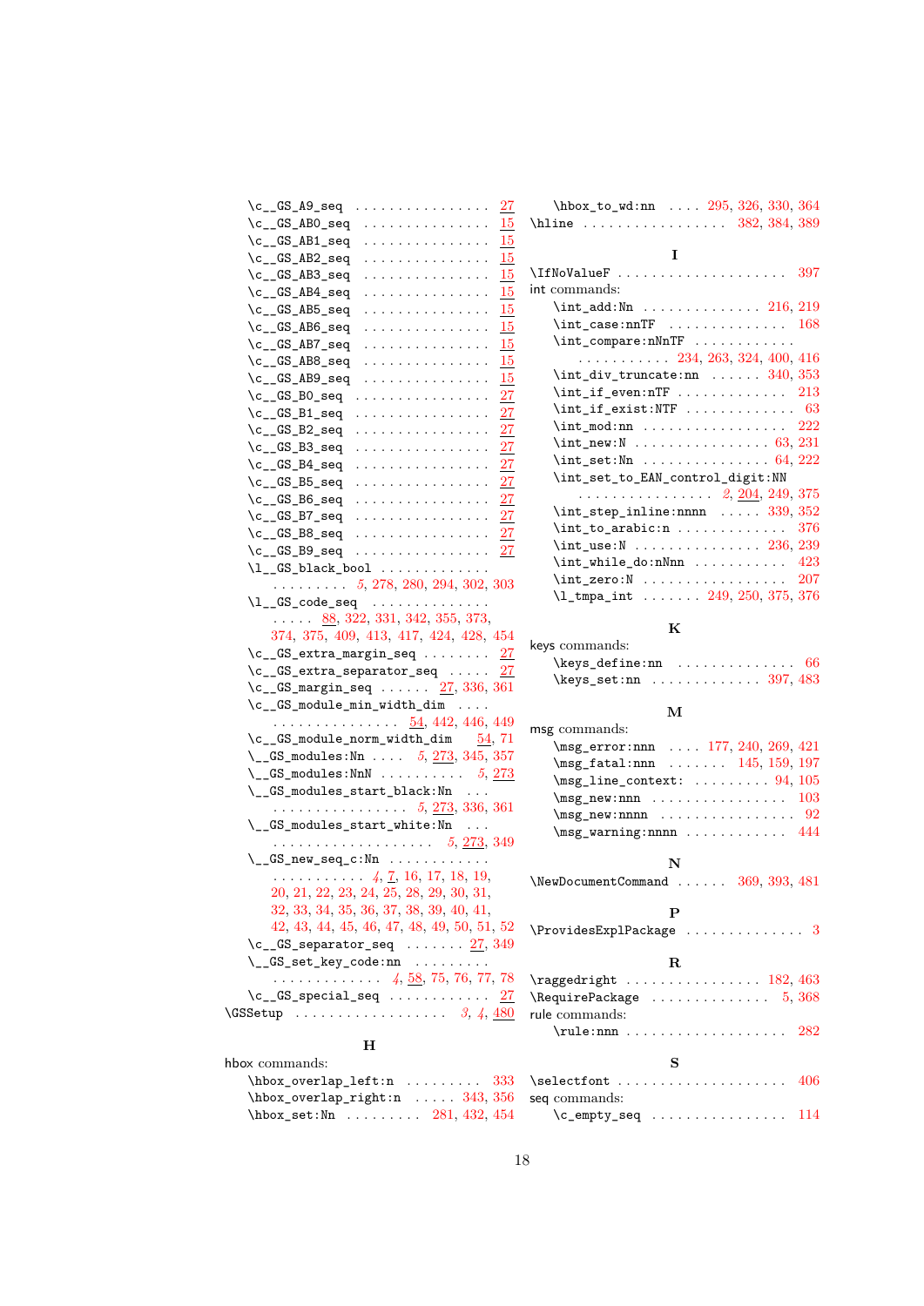\c__GS_A9_seq . . . . . . . . . . . . . . . . 27
\c__GS_AB0_seq . . . . . . . . . . . . . . . 15
\c__GS_AB1_seq . . . . . . . . . . . . . . . 15
\c__GS_AB2_seq . . . . . . . . . . . . . . . 15
\c__GS_AB3_seq . . . . . . . . . . . . . . . 15
\c__GS_AB4_seq . . . . . . . . . . . . . . . 15
\c__GS_AB5_seq . . . . . . . . . . . . . . . 15
\c__GS_AB6_seq . . . . . . . . . . . . . . . 15
\c__GS_AB7_seq . . . . . . . . . . . . . . . 15
\c__GS_AB8_seq . . . . . . . . . . . . . . . 15
\c__GS_AB9_seq . . . . . . . . . . . . . . . 15
\c__GS_B0_seq . . . . . . . . . . . . . . . . 27
\c__GS_B1_seq . . . . . . . . . . . . . . . . 27
\c__GS_B2_seq . . . . . . . . . . . . . . . . 27
\c__GS_B3_seq . . . . . . . . . . . . . . . . 27
\c__GS_B4_seq . . . . . . . . . . . . . . . . 27
\c__GS_B5_seq . . . . . . . . . . . . . . . . 27
\c__GS_B6_seq . . . . . . . . . . . . . . . . 27
\c__GS_B7_seq . . . . . . . . . . . . . . . . 27
\c__GS_B8_seq . . . . . . . . . . . . . . . . 27
\c__GS_B9_seq . . . . . . . . . . . . . . . . 27
\l__GS_black_bool . . . . . . . . . . . . . . . . . . . . . 5, 278, 280, 294, 302, 303
\l__GS_code_seq . . . . . . . . . . . . . . . . . . 88, 322, 331, 342, 355, 373, 374, 375, 409, 413, 417, 424, 428, 454
\c__GS_extra_margin_seq . . . . . . . . 27
\c__GS_extra_separator_seq . . . . . 27
\c__GS_margin_seq . . . . . . 27, 336, 361
\c__GS_module_min_width_dim . . . . . . . . . . . . . . . . . . . 54, 442, 446, 449
\c__GS_module_norm_width_dim 54, 71
\__GS_modules:Nn . . . . 5, 273, 345, 357
\__GS_modules:NnN . . . . . . . . . . 5, 273
\__GS_modules_start_black:Nn . . . . . . . . . . . . . . . . . . . 5, 273, 336, 361
\__GS_modules_start_white:Nn . . . . . . . . . . . . . . . . . . . . . . 5, 273, 349
\__GS_new_seq_c:Nn . . . . . . . . . . . . . . . . . . . . . . . 4, 7, 16, 17, 18, 19, 20, 21, 22, 23, 24, 25, 28, 29, 30, 31, 32, 33, 34, 35, 36, 37, 38, 39, 40, 41, 42, 43, 44, 45, 46, 47, 48, 49, 50, 51, 52
\c__GS_separator_seq . . . . . . . 27, 349
\__GS_set_key_code:nn . . . . . . . . . . . . . . . . . . . . . . 4, 58, 75, 76, 77, 78
\c__GS_special_seq . . . . . . . . . . . . 27
\GSSetup . . . . . . . . . . . . . . . . . . 3, 4, 480

**H**

hbox commands:
  \hbox_overlap_left:n . . . . . . . . . 333
  \hbox_overlap_right:n . . . . . 343, 356
  \hbox_set:Nn . . . . . . . . . 281, 432, 454
  \hbox_to_wd:nn . . . . 295, 326, 330, 364
\hline . . . . . . . . . . . . . . . . . 382, 384, 389

**I**

\IfNoValueF . . . . . . . . . . . . . . . . . . . . 397
int commands:
  \int_add:Nn . . . . . . . . . . . . . . 216, 219
  \int_case:nnTF . . . . . . . . . . . . . . 168
  \int_compare:nNnTF . . . . . . . . . . . . . . . . . . . . . . . 234, 263, 324, 400, 416
  \int_div_truncate:nn . . . . . . 340, 353
  \int_if_even:nTF . . . . . . . . . . . . . 213
  \int_if_exist:NTF . . . . . . . . . . . . . 63
  \int_mod:nn . . . . . . . . . . . . . . . . . 222
  \int_new:N . . . . . . . . . . . . . . . . 63, 231
  \int_set:Nn . . . . . . . . . . . . . . . 64, 222
  \int_set_to_EAN_control_digit:NN . . . . . . . . . . . . . . . . 2, 204, 249, 375
  \int_step_inline:nnnn . . . . . 339, 352
  \int_to_arabic:n . . . . . . . . . . . . . 376
  \int_use:N . . . . . . . . . . . . . . . 236, 239
  \int_while_do:nNnn . . . . . . . . . . . 423
  \int_zero:N . . . . . . . . . . . . . . . . . 207
  \l_tmpa_int . . . . . . . 249, 250, 375, 376

**K**

keys commands:
  \keys_define:nn . . . . . . . . . . . . . . 66
  \keys_set:nn . . . . . . . . . . . . . 397, 483

**M**

msg commands:
  \msg_error:nnn . . . . 177, 240, 269, 421
  \msg_fatal:nnn . . . . . . . 145, 159, 197
  \msg_line_context: . . . . . . . . . 94, 105
  \msg_new:nnn . . . . . . . . . . . . . . . . 103
  \msg_new:nnnn . . . . . . . . . . . . . . . . 92
  \msg_warning:nnnn . . . . . . . . . . . . 444

**N**

\NewDocumentCommand . . . . . . 369, 393, 481

**P**

\ProvidesExplPackage . . . . . . . . . . . . . . 3

**R**

\raggedright . . . . . . . . . . . . . . . . 182, 463
\RequirePackage . . . . . . . . . . . . . . 5, 368
rule commands:
  \rule:nnn . . . . . . . . . . . . . . . . . . . 282

**S**

\selectfont . . . . . . . . . . . . . . . . . . . . 406
seq commands:
  \c_empty_seq . . . . . . . . . . . . . . . . 114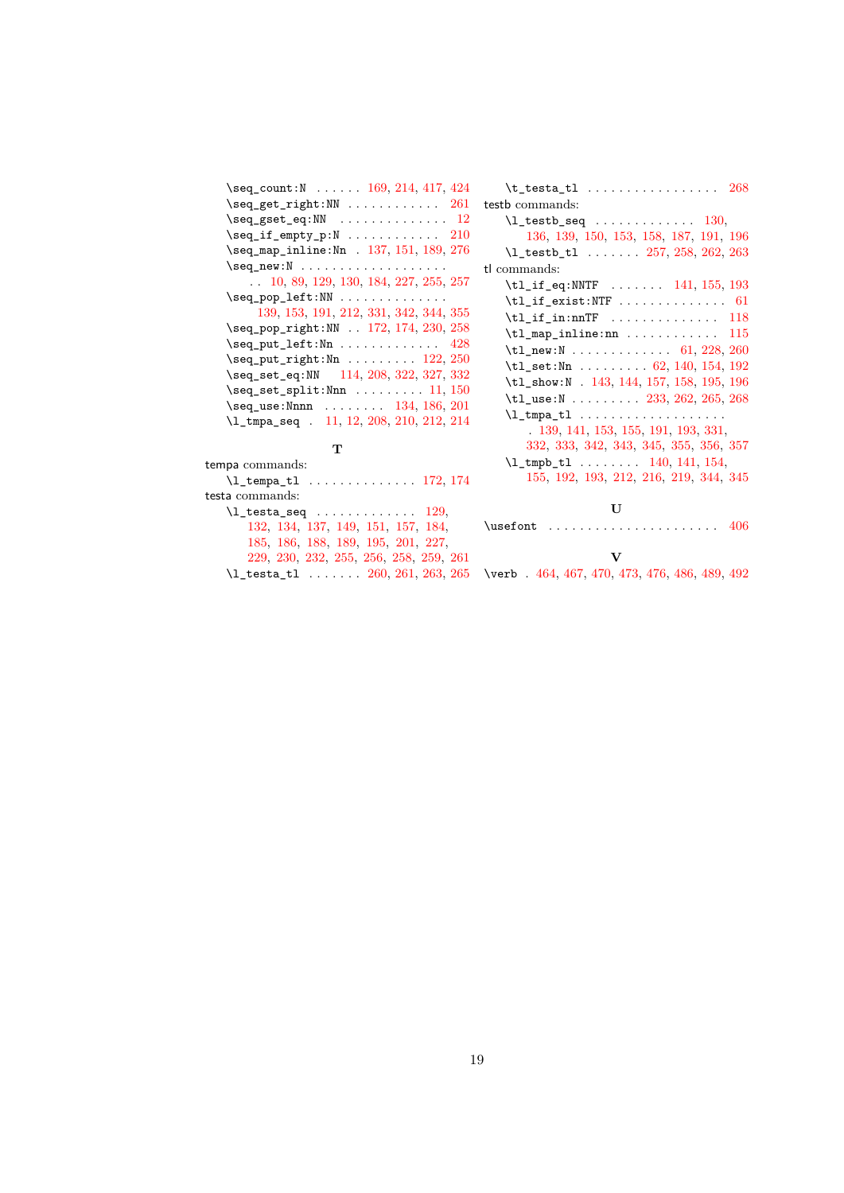\seq_count:N . . . . . . 169, 214, 417, 424
\seq_get_right:NN . . . . . . . . . . . . 261
\seq_gset_eq:NN . . . . . . . . . . . . . . 12
\seq_if_empty_p:N . . . . . . . . . . . . 210
\seq_map_inline:Nn . 137, 151, 189, 276
\seq_new:N . . . . . . . . . . . . . . . . . . . . . 10, 89, 129, 130, 184, 227, 255, 257
\seq_pop_left:NN . . . . . . . . . . . . . . 139, 153, 191, 212, 331, 342, 344, 355
\seq_pop_right:NN . . 172, 174, 230, 258
\seq_put_left:Nn . . . . . . . . . . . . . 428
\seq_put_right:Nn . . . . . . . . . 122, 250
\seq_set_eq:NN 114, 208, 322, 327, 332
\seq_set_split:Nnn . . . . . . . . . 11, 150
\seq_use:Nnnn . . . . . . . . 134, 186, 201
\l_tmpa_seq . 11, 12, 208, 210, 212, 214

**T**

tempa commands:
\l_tempa_tl . . . . . . . . . . . . . . 172, 174

testa commands:
\l_testa_seq . . . . . . . . . . . . . 129, 132, 134, 137, 149, 151, 157, 184, 185, 186, 188, 189, 195, 201, 227, 229, 230, 232, 255, 256, 258, 259, 261
\l_testa_tl . . . . . . . 260, 261, 263, 265
\t_testa_tl . . . . . . . . . . . . . . . . . 268

testb commands:
\l_testb_seq . . . . . . . . . . . . . 130, 136, 139, 150, 153, 158, 187, 191, 196
\l_testb_tl . . . . . . . 257, 258, 262, 263

tl commands:
\tl_if_eq:NNTF . . . . . . . 141, 155, 193
\tl_if_exist:NTF . . . . . . . . . . . . . . 61
\tl_if_in:nnTF . . . . . . . . . . . . . . 118
\tl_map_inline:nn . . . . . . . . . . . . 115
\tl_new:N . . . . . . . . . . . . . 61, 228, 260
\tl_set:Nn . . . . . . . . . 62, 140, 154, 192
\tl_show:N . 143, 144, 157, 158, 195, 196
\tl_use:N . . . . . . . . . 233, 262, 265, 268
\l_tmpa_tl . . . . . . . . . . . . . . . . . . . 139, 141, 153, 155, 191, 193, 331, 332, 333, 342, 343, 345, 355, 356, 357
\l_tmpb_tl . . . . . . . . 140, 141, 154, 155, 192, 193, 212, 216, 219, 344, 345

**U**

\usefont . . . . . . . . . . . . . . . . . . . . . . 406

**V**

\verb . 464, 467, 470, 473, 476, 486, 489, 492